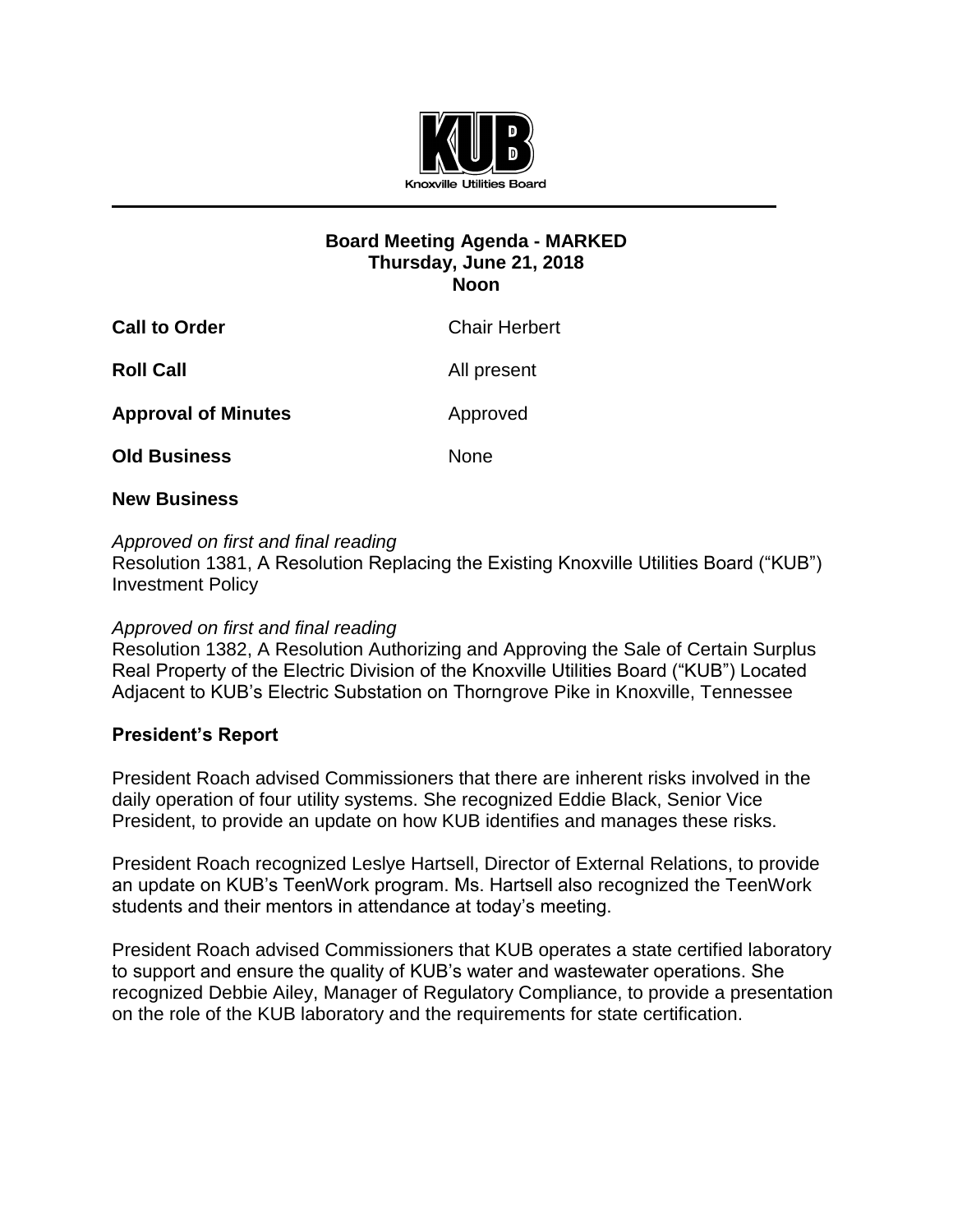KUB

Knoxville Utilities Board

**Board Meeting Agenda - MARKED**
**Thursday, June 21, 2018**
**Noon**

**Call to Order** Chair Herbert

**Roll Call** All present

**Approval of Minutes** Approved

**Old Business** None

**New Business**

*Approved on first and final reading*
Resolution 1381, A Resolution Replacing the Existing Knoxville Utilities Board ("KUB") Investment Policy

*Approved on first and final reading*
Resolution 1382, A Resolution Authorizing and Approving the Sale of Certain Surplus Real Property of the Electric Division of the Knoxville Utilities Board ("KUB") Located Adjacent to KUB's Electric Substation on Thorngrove Pike in Knoxville, Tennessee

**President's Report**

President Roach advised Commissioners that there are inherent risks involved in the daily operation of four utility systems. She recognized Eddie Black, Senior Vice President, to provide an update on how KUB identifies and manages these risks.

President Roach recognized Leslye Hartsell, Director of External Relations, to provide an update on KUB's TeenWork program. Ms. Hartsell also recognized the TeenWork students and their mentors in attendance at today's meeting.

President Roach advised Commissioners that KUB operates a state certified laboratory to support and ensure the quality of KUB's water and wastewater operations. She recognized Debbie Ailey, Manager of Regulatory Compliance, to provide a presentation on the role of the KUB laboratory and the requirements for state certification.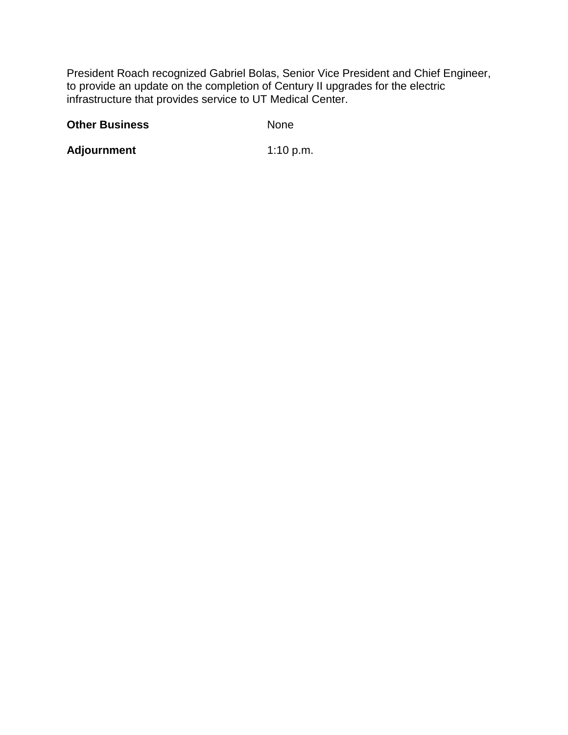President Roach recognized Gabriel Bolas, Senior Vice President and Chief Engineer, to provide an update on the completion of Century II upgrades for the electric infrastructure that provides service to UT Medical Center.

| | |
|---|---|
| **Other Business** | None |
| **Adjournment** | 1:10 p.m. |